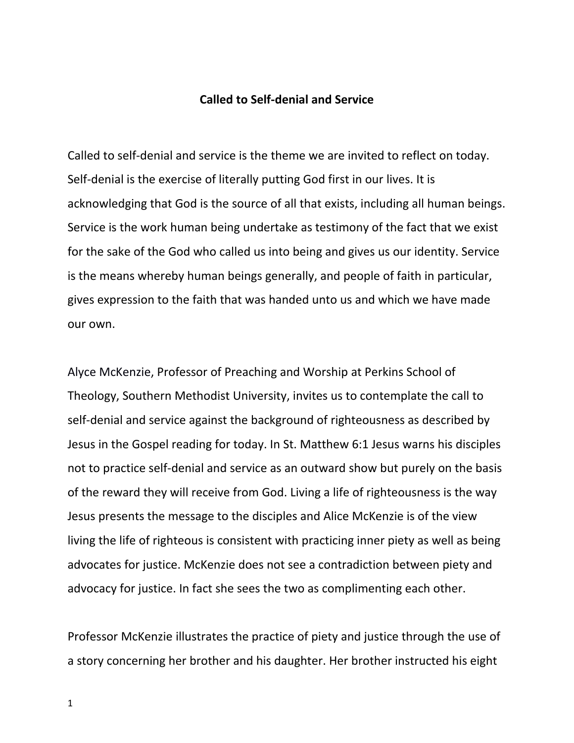# Called to Self-denial and Service

Called to self-denial and service is the theme we are invited to reflect on today. Self-denial is the exercise of literally putting God first in our lives. It is acknowledging that God is the source of all that exists, including all human beings. Service is the work human being undertake as testimony of the fact that we exist for the sake of the God who called us into being and gives us our identity. Service is the means whereby human beings generally, and people of faith in particular, gives expression to the faith that was handed unto us and which we have made our own.

Alyce McKenzie, Professor of Preaching and Worship at Perkins School of Theology, Southern Methodist University, invites us to contemplate the call to self-denial and service against the background of righteousness as described by Jesus in the Gospel reading for today. In St. Matthew 6:1 Jesus warns his disciples not to practice self-denial and service as an outward show but purely on the basis of the reward they will receive from God. Living a life of righteousness is the way Jesus presents the message to the disciples and Alice McKenzie is of the view living the life of righteous is consistent with practicing inner piety as well as being advocates for justice. McKenzie does not see a contradiction between piety and advocacy for justice. In fact she sees the two as complimenting each other.

Professor McKenzie illustrates the practice of piety and justice through the use of a story concerning her brother and his daughter. Her brother instructed his eight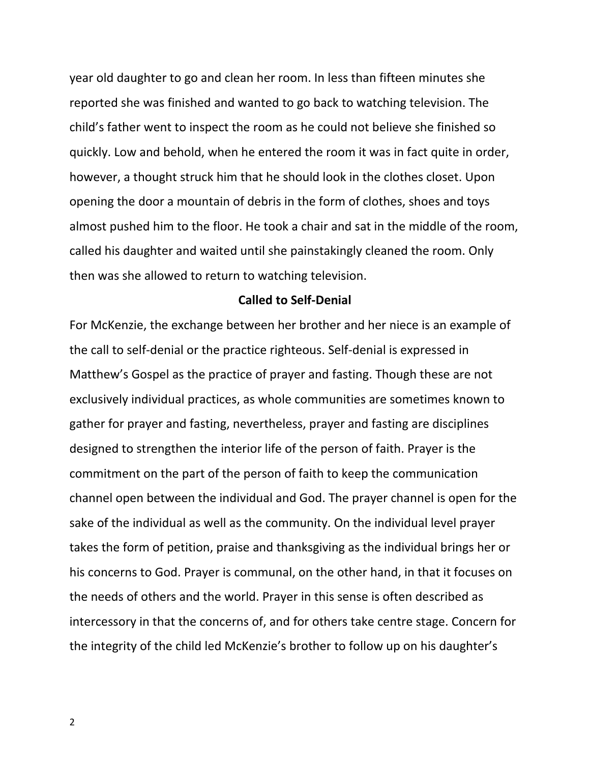year old daughter to go and clean her room. In less than fifteen minutes she reported she was finished and wanted to go back to watching television. The child's father went to inspect the room as he could not believe she finished so quickly. Low and behold, when he entered the room it was in fact quite in order, however, a thought struck him that he should look in the clothes closet. Upon opening the door a mountain of debris in the form of clothes, shoes and toys almost pushed him to the floor. He took a chair and sat in the middle of the room, called his daughter and waited until she painstakingly cleaned the room. Only then was she allowed to return to watching television.

**Called to Self-Denial**

For McKenzie, the exchange between her brother and her niece is an example of the call to self-denial or the practice righteous. Self-denial is expressed in Matthew's Gospel as the practice of prayer and fasting. Though these are not exclusively individual practices, as whole communities are sometimes known to gather for prayer and fasting, nevertheless, prayer and fasting are disciplines designed to strengthen the interior life of the person of faith. Prayer is the commitment on the part of the person of faith to keep the communication channel open between the individual and God. The prayer channel is open for the sake of the individual as well as the community. On the individual level prayer takes the form of petition, praise and thanksgiving as the individual brings her or his concerns to God. Prayer is communal, on the other hand, in that it focuses on the needs of others and the world. Prayer in this sense is often described as intercessory in that the concerns of, and for others take centre stage. Concern for the integrity of the child led McKenzie's brother to follow up on his daughter's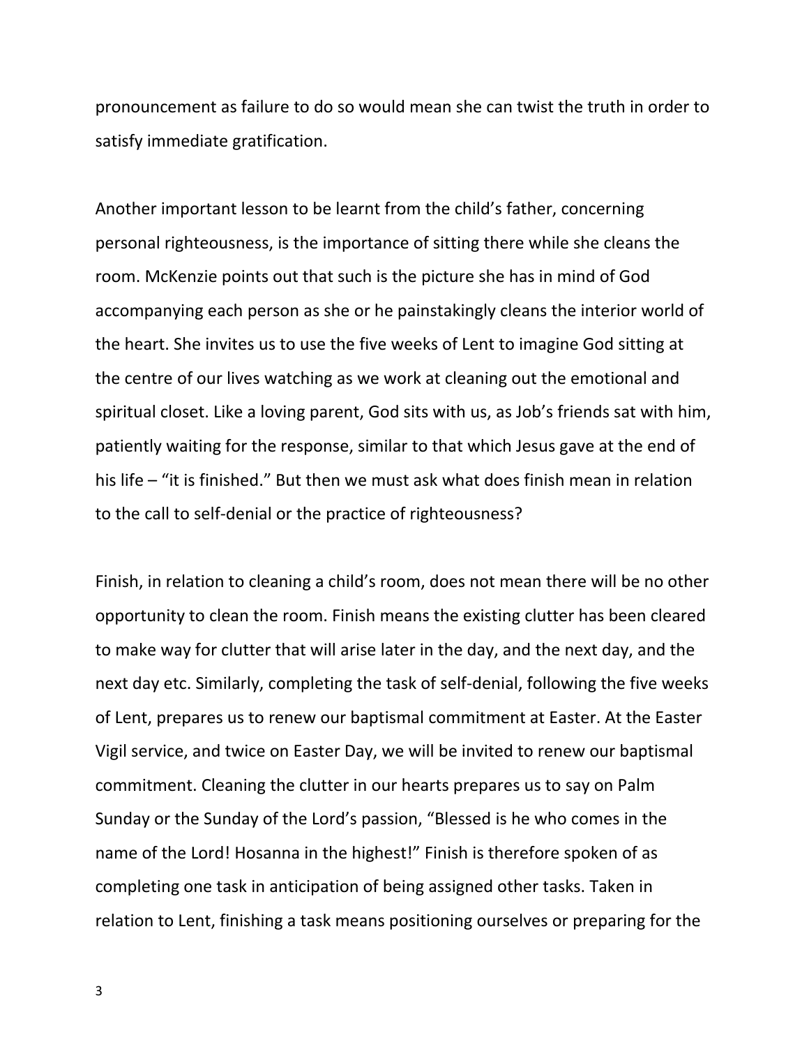pronouncement as failure to do so would mean she can twist the truth in order to satisfy immediate gratification.

Another important lesson to be learnt from the child's father, concerning personal righteousness, is the importance of sitting there while she cleans the room. McKenzie points out that such is the picture she has in mind of God accompanying each person as she or he painstakingly cleans the interior world of the heart. She invites us to use the five weeks of Lent to imagine God sitting at the centre of our lives watching as we work at cleaning out the emotional and spiritual closet. Like a loving parent, God sits with us, as Job's friends sat with him, patiently waiting for the response, similar to that which Jesus gave at the end of his life – "it is finished." But then we must ask what does finish mean in relation to the call to self-denial or the practice of righteousness?

Finish, in relation to cleaning a child's room, does not mean there will be no other opportunity to clean the room. Finish means the existing clutter has been cleared to make way for clutter that will arise later in the day, and the next day, and the next day etc. Similarly, completing the task of self-denial, following the five weeks of Lent, prepares us to renew our baptismal commitment at Easter. At the Easter Vigil service, and twice on Easter Day, we will be invited to renew our baptismal commitment. Cleaning the clutter in our hearts prepares us to say on Palm Sunday or the Sunday of the Lord's passion, "Blessed is he who comes in the name of the Lord! Hosanna in the highest!" Finish is therefore spoken of as completing one task in anticipation of being assigned other tasks. Taken in relation to Lent, finishing a task means positioning ourselves or preparing for the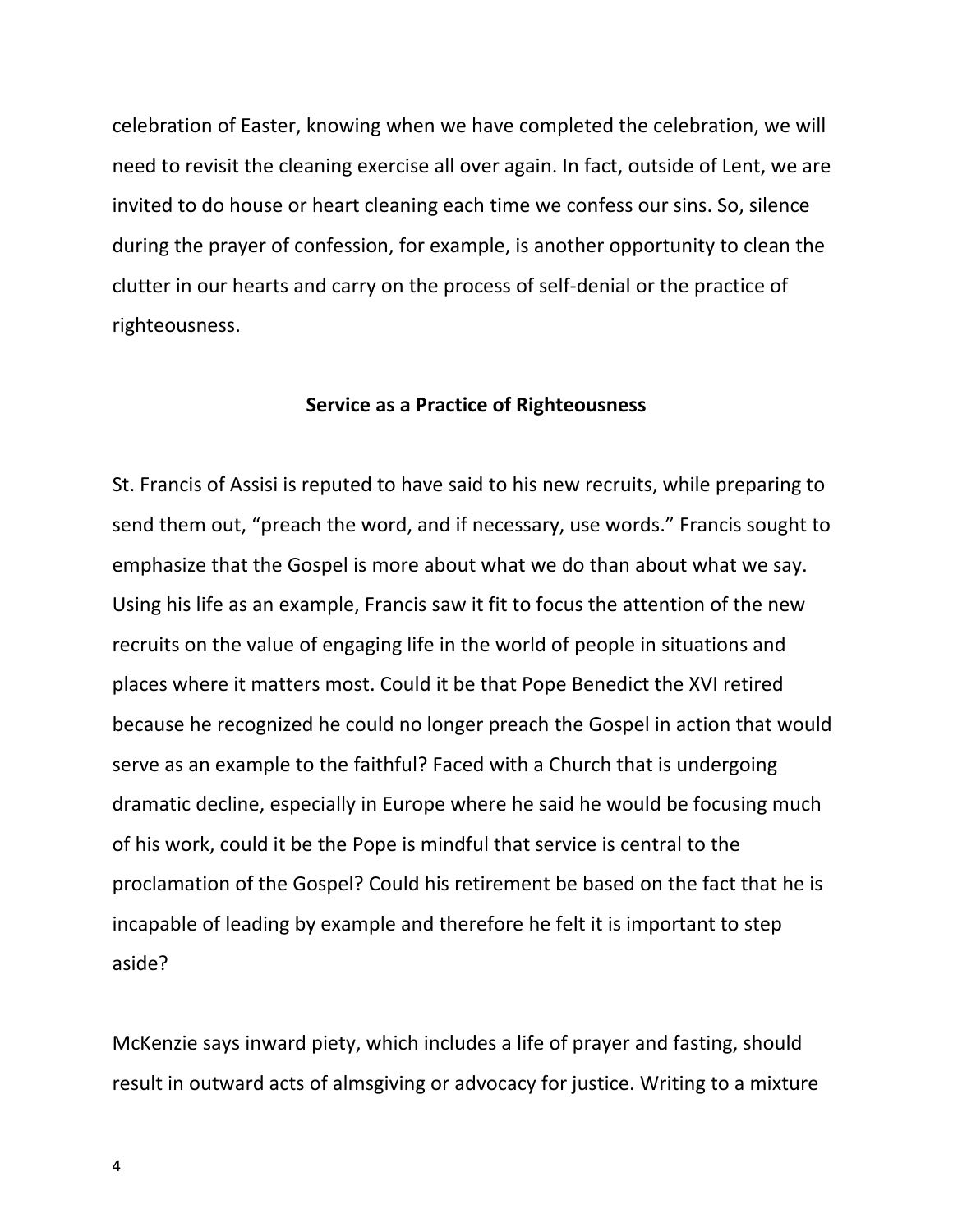celebration of Easter, knowing when we have completed the celebration, we will need to revisit the cleaning exercise all over again. In fact, outside of Lent, we are invited to do house or heart cleaning each time we confess our sins. So, silence during the prayer of confession, for example, is another opportunity to clean the clutter in our hearts and carry on the process of self-denial or the practice of righteousness.

## Service as a Practice of Righteousness

St. Francis of Assisi is reputed to have said to his new recruits, while preparing to send them out, "preach the word, and if necessary, use words." Francis sought to emphasize that the Gospel is more about what we do than about what we say. Using his life as an example, Francis saw it fit to focus the attention of the new recruits on the value of engaging life in the world of people in situations and places where it matters most. Could it be that Pope Benedict the XVI retired because he recognized he could no longer preach the Gospel in action that would serve as an example to the faithful? Faced with a Church that is undergoing dramatic decline, especially in Europe where he said he would be focusing much of his work, could it be the Pope is mindful that service is central to the proclamation of the Gospel? Could his retirement be based on the fact that he is incapable of leading by example and therefore he felt it is important to step aside?

McKenzie says inward piety, which includes a life of prayer and fasting, should result in outward acts of almsgiving or advocacy for justice. Writing to a mixture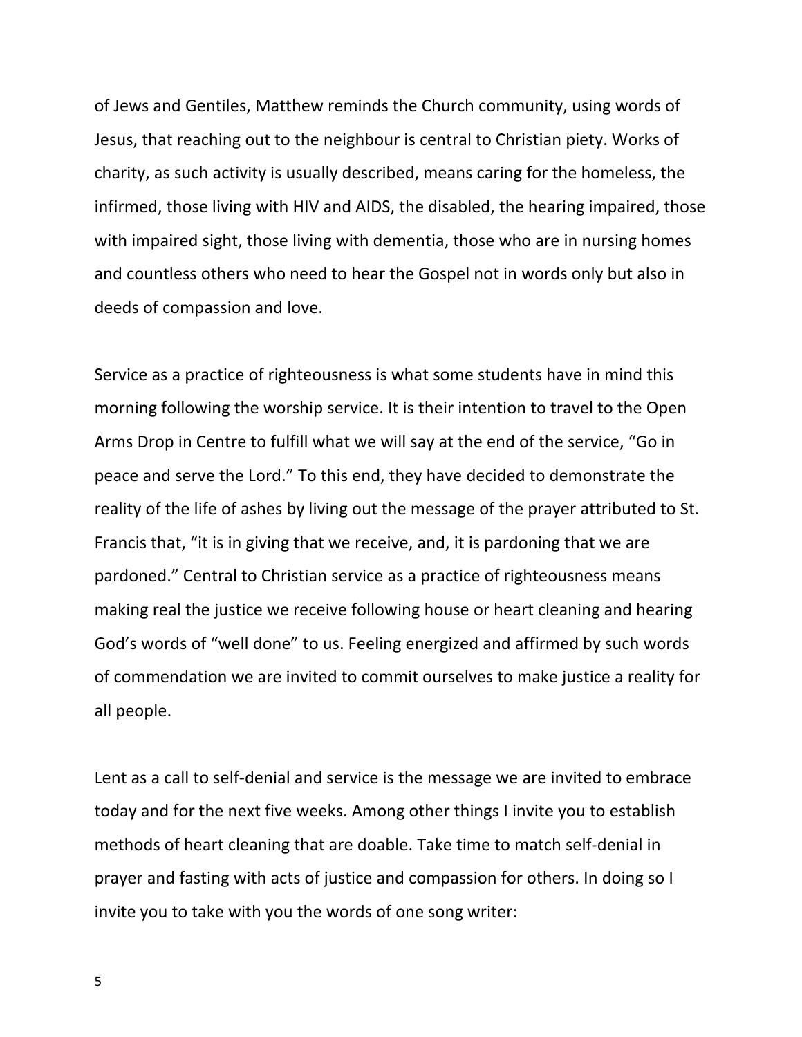of Jews and Gentiles, Matthew reminds the Church community, using words of Jesus, that reaching out to the neighbour is central to Christian piety. Works of charity, as such activity is usually described, means caring for the homeless, the infirmed, those living with HIV and AIDS, the disabled, the hearing impaired, those with impaired sight, those living with dementia, those who are in nursing homes and countless others who need to hear the Gospel not in words only but also in deeds of compassion and love.

Service as a practice of righteousness is what some students have in mind this morning following the worship service. It is their intention to travel to the Open Arms Drop in Centre to fulfill what we will say at the end of the service, "Go in peace and serve the Lord." To this end, they have decided to demonstrate the reality of the life of ashes by living out the message of the prayer attributed to St. Francis that, "it is in giving that we receive, and, it is pardoning that we are pardoned." Central to Christian service as a practice of righteousness means making real the justice we receive following house or heart cleaning and hearing God's words of "well done" to us. Feeling energized and affirmed by such words of commendation we are invited to commit ourselves to make justice a reality for all people.

Lent as a call to self-denial and service is the message we are invited to embrace today and for the next five weeks. Among other things I invite you to establish methods of heart cleaning that are doable. Take time to match self-denial in prayer and fasting with acts of justice and compassion for others. In doing so I invite you to take with you the words of one song writer: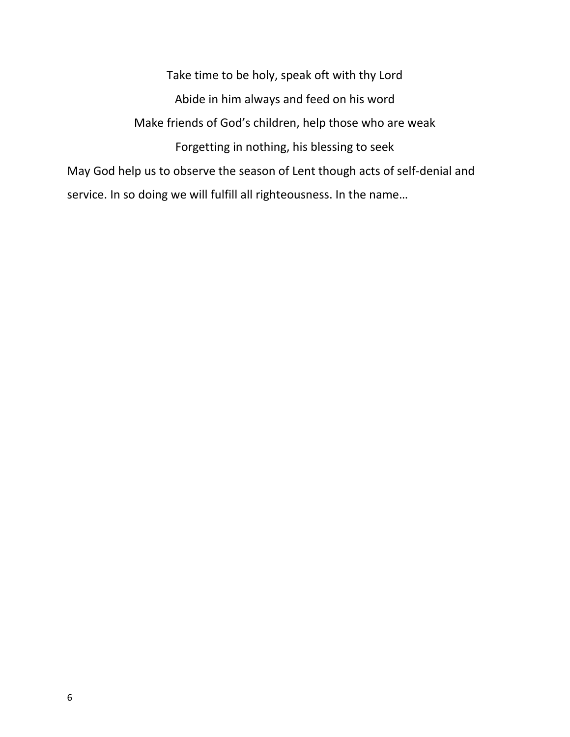Take time to be holy, speak oft with thy Lord

Abide in him always and feed on his word

Make friends of God's children, help those who are weak

Forgetting in nothing, his blessing to seek

May God help us to observe the season of Lent though acts of self-denial and service. In so doing we will fulfill all righteousness. In the name…